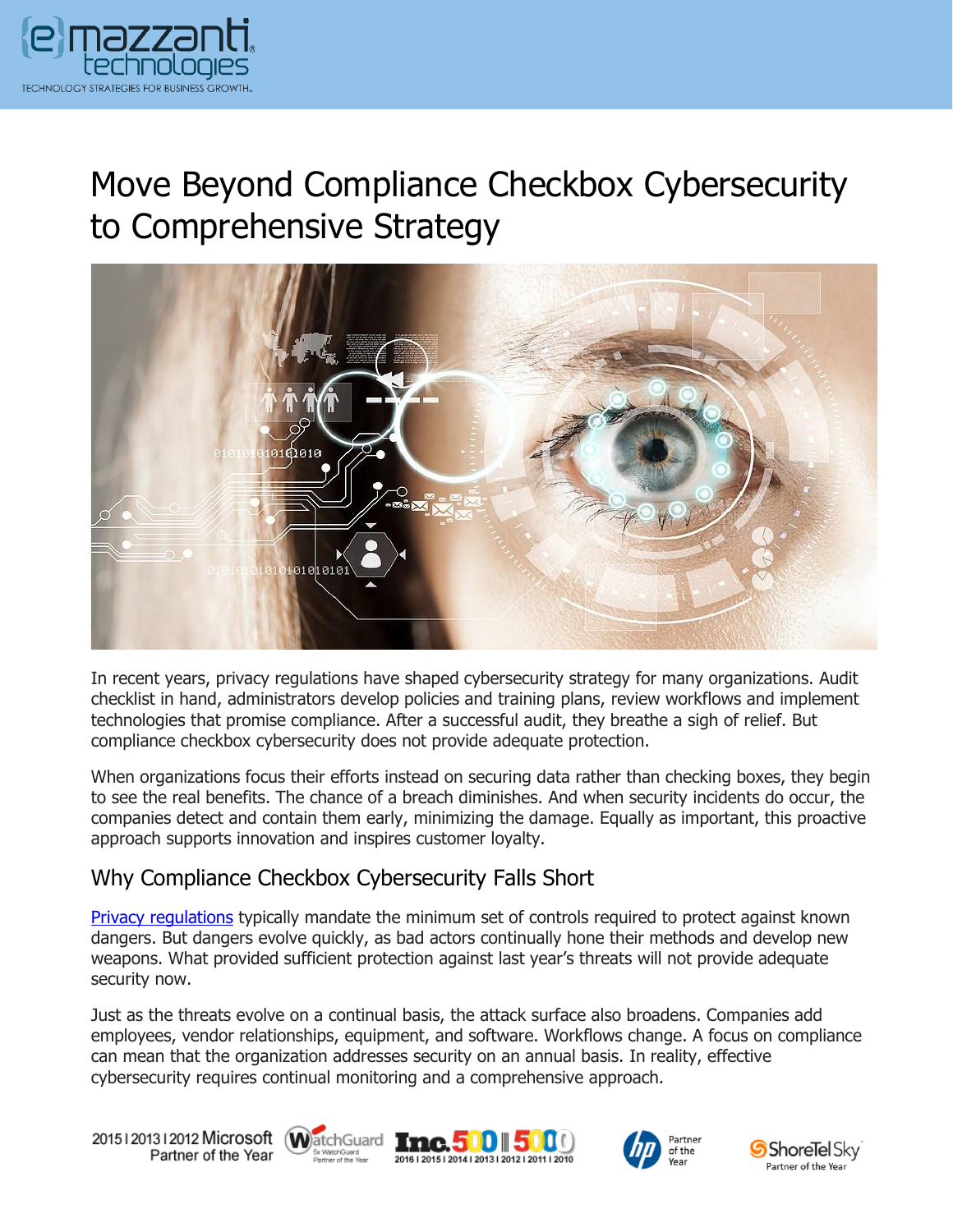# Move Beyond Compliance Checkbox Cybersecurity to Comprehensive Strategy

In recent years, privacy regulations have shaped cybersecurity strategy for many organizations. Audit checklist in hand, administrators develop policies and training plans, review workflows and implement technologies that promise compliance. After a successful audit, they breathe a sigh of relief. But compliance checkbox cybersecurity does not provide adequate protection.

When organizations focus their efforts instead on securing data rather than checking boxes, they begin to see the real benefits. The chance of a breach diminishes. And when security incidents do occur, the companies detect and contain them early, minimizing the damage. Equally as important, this proactive approach supports innovation and inspires customer loyalty.

## Why Compliance Checkbox Cybersecurity Falls Short

Privacy regulations typically mandate the minimum set of controls required to protect against known dangers. But dangers evolve quickly, as bad actors continually hone their methods and develop new weapons. What provided sufficient protection against last year's threats will not provide adequate security now.

Just as the threats evolve on a continual basis, the attack surface also broadens. Companies add employees, vendor relationships, equipment, and software. Workflows change. A focus on compliance can mean that the organization addresses security on an annual basis. In reality, effective cybersecurity requires continual monitoring and a comprehensive approach.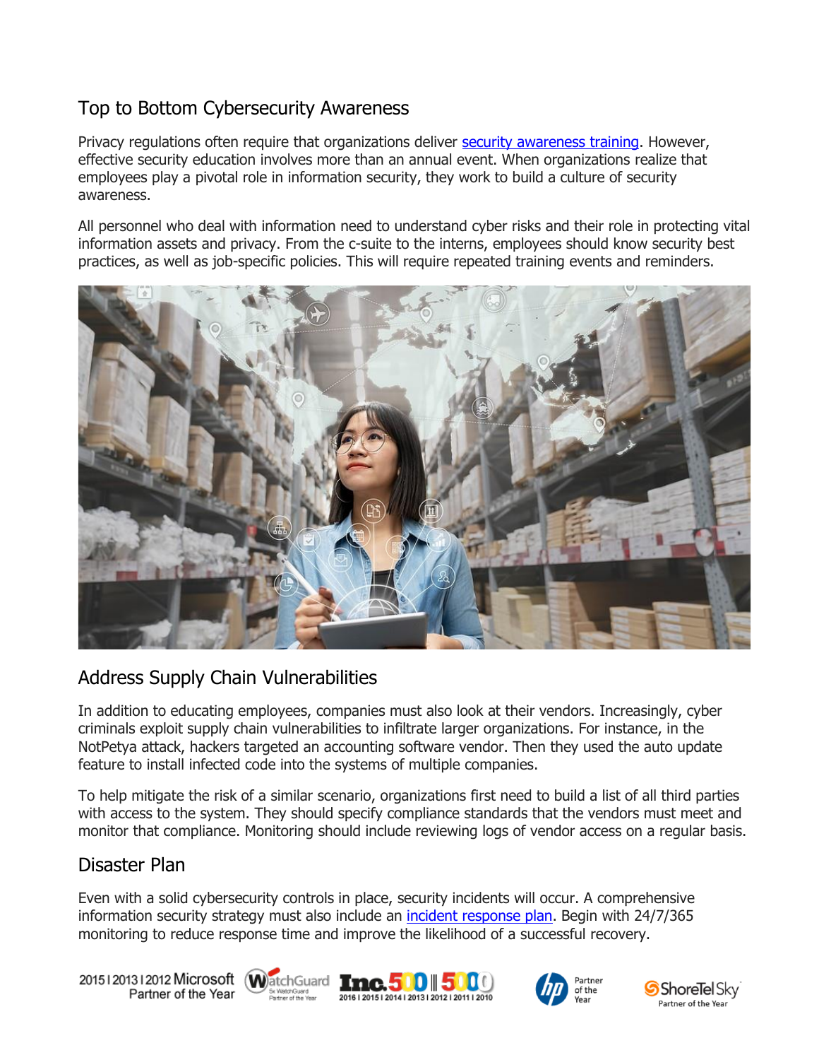## Top to Bottom Cybersecurity Awareness

Privacy regulations often require that organizations deliver security awareness training. However, effective security education involves more than an annual event. When organizations realize that employees play a pivotal role in information security, they work to build a culture of security awareness.

All personnel who deal with information need to understand cyber risks and their role in protecting vital information assets and privacy. From the c-suite to the interns, employees should know security best practices, as well as job-specific policies. This will require repeated training events and reminders.

## Address Supply Chain Vulnerabilities

In addition to educating employees, companies must also look at their vendors. Increasingly, cyber criminals exploit supply chain vulnerabilities to infiltrate larger organizations. For instance, in the NotPetya attack, hackers targeted an accounting software vendor. Then they used the auto update feature to install infected code into the systems of multiple companies.

To help mitigate the risk of a similar scenario, organizations first need to build a list of all third parties with access to the system. They should specify compliance standards that the vendors must meet and monitor that compliance. Monitoring should include reviewing logs of vendor access on a regular basis.

## Disaster Plan

Even with a solid cybersecurity controls in place, security incidents will occur. A comprehensive information security strategy must also include an incident response plan. Begin with 24/7/365 monitoring to reduce response time and improve the likelihood of a successful recovery.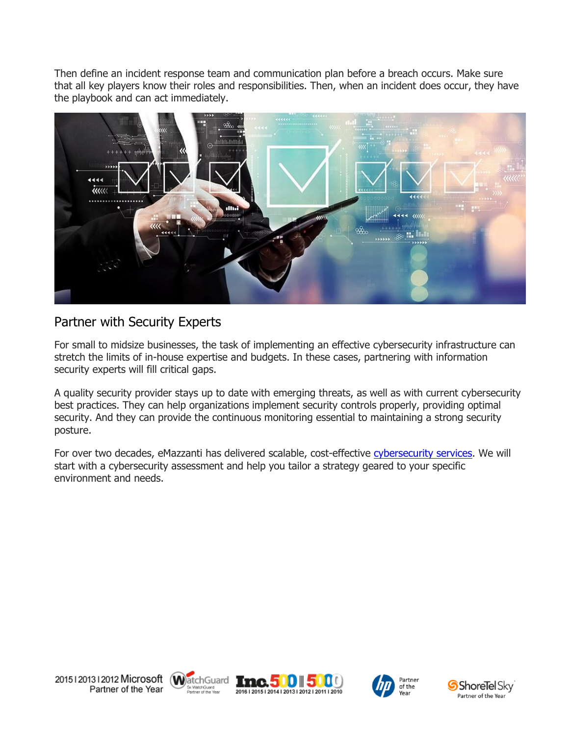Then define an incident response team and communication plan before a breach occurs. Make sure that all key players know their roles and responsibilities. Then, when an incident does occur, they have the playbook and can act immediately.

## Partner with Security Experts

For small to midsize businesses, the task of implementing an effective cybersecurity infrastructure can stretch the limits of in-house expertise and budgets. In these cases, partnering with information security experts will fill critical gaps.

A quality security provider stays up to date with emerging threats, as well as with current cybersecurity best practices. They can help organizations implement security controls properly, providing optimal security. And they can provide the continuous monitoring essential to maintaining a strong security posture.

For over two decades, eMazzanti has delivered scalable, cost-effective [cybersecurity services](). We will start with a cybersecurity assessment and help you tailor a strategy geared to your specific environment and needs.

2015 I 2013 I 2012 Microsoft Partner of the Year

WatchGuard 5x WatchGuard Partner of the Year

Inc. 500 | 5000 2016 I 2015 I 2014 I 2013 I 2012 I 2011 I 2010

hp Partner of the Year

ShoreTel Sky Partner of the Year